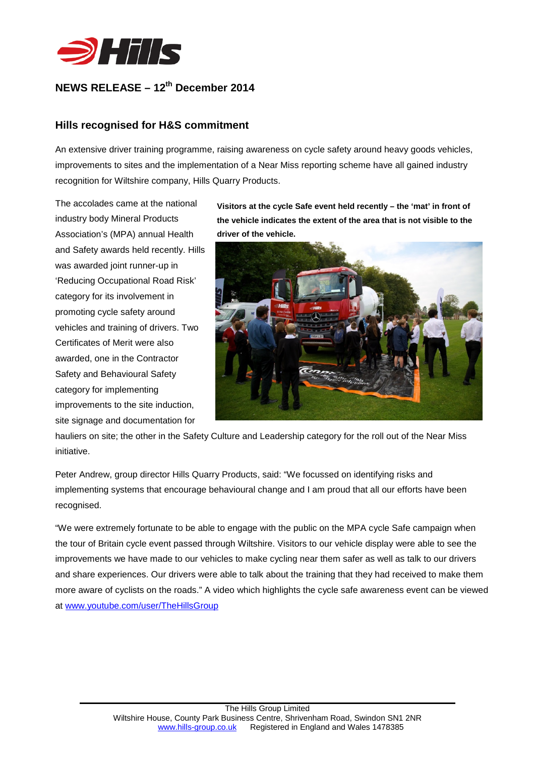## NEWS RELEASE – 12th December 2014

### Hills recognised for H&S commitment

An extensive driver training programme, raising awareness on cycle safety around heavy goods vehicles, improvements to sites and the implementation of a Near Miss reporting scheme have all gained industry recognition for Wiltshire company, Hills Quarry Products.

The accolades came at the national industry body Mineral Products Association's (MPA) annual Health and Safety awards held recently. Hills was awarded joint runner-up in 'Reducing Occupational Road Risk' category for its involvement in promoting cycle safety around vehicles and training of drivers. Two Certificates of Merit were also awarded, one in the Contractor Safety and Behavioural Safety category for implementing improvements to the site induction, site signage and documentation for hauliers on site; the other in the Safety Culture and Leadership category for the roll out of the Near Miss initiative.

**Visitors at the cycle Safe event held recently – the 'mat' in front of the vehicle indicates the extent of the area that is not visible to the driver of the vehicle.**

Peter Andrew, group director Hills Quarry Products, said: "We focussed on identifying risks and implementing systems that encourage behavioural change and I am proud that all our efforts have been recognised.

"We were extremely fortunate to be able to engage with the public on the MPA cycle Safe campaign when the tour of Britain cycle event passed through Wiltshire. Visitors to our vehicle display were able to see the improvements we have made to our vehicles to make cycling near them safer as well as talk to our drivers and share experiences. Our drivers were able to talk about the training that they had received to make them more aware of cyclists on the roads." A video which highlights the cycle safe awareness event can be viewed at www.youtube.com/user/TheHillsGroup

The Hills Group Limited
Wiltshire House, County Park Business Centre, Shrivenham Road, Swindon SN1 2NR
www.hills-group.co.uk Registered in England and Wales 1478385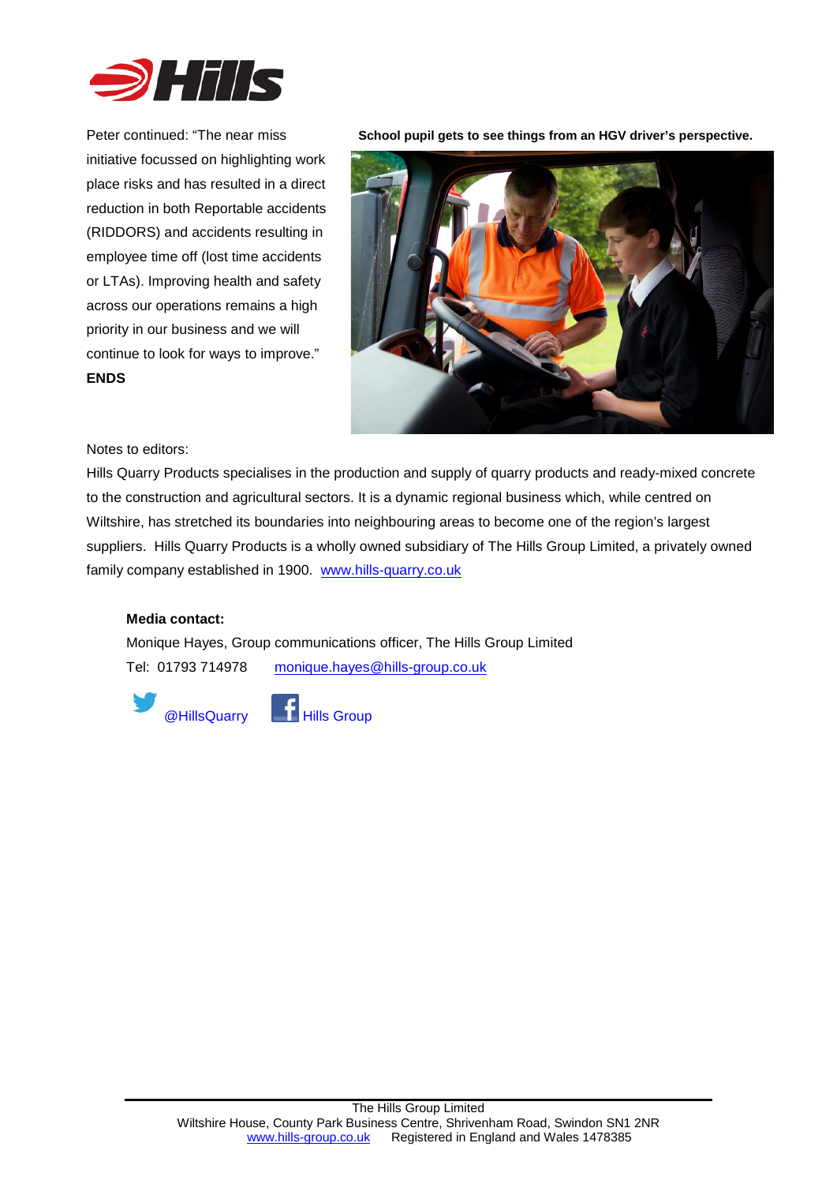Peter continued: "The near miss initiative focussed on highlighting work place risks and has resulted in a direct reduction in both Reportable accidents (RIDDORS) and accidents resulting in employee time off (lost time accidents or LTAs). Improving health and safety across our operations remains a high priority in our business and we will continue to look for ways to improve."

**ENDS**

**School pupil gets to see things from an HGV driver's perspective.**

Notes to editors:

Hills Quarry Products specialises in the production and supply of quarry products and ready-mixed concrete to the construction and agricultural sectors. It is a dynamic regional business which, while centred on Wiltshire, has stretched its boundaries into neighbouring areas to become one of the region's largest suppliers. Hills Quarry Products is a wholly owned subsidiary of The Hills Group Limited, a privately owned family company established in 1900. www.hills-quarry.co.uk

**Media contact:**

Monique Hayes, Group communications officer, The Hills Group Limited

Tel: 01793 714978 monique.hayes@hills-group.co.uk

@HillsQuarry Hills Group

The Hills Group Limited
Wiltshire House, County Park Business Centre, Shrivenham Road, Swindon SN1 2NR
www.hills-group.co.uk Registered in England and Wales 1478385